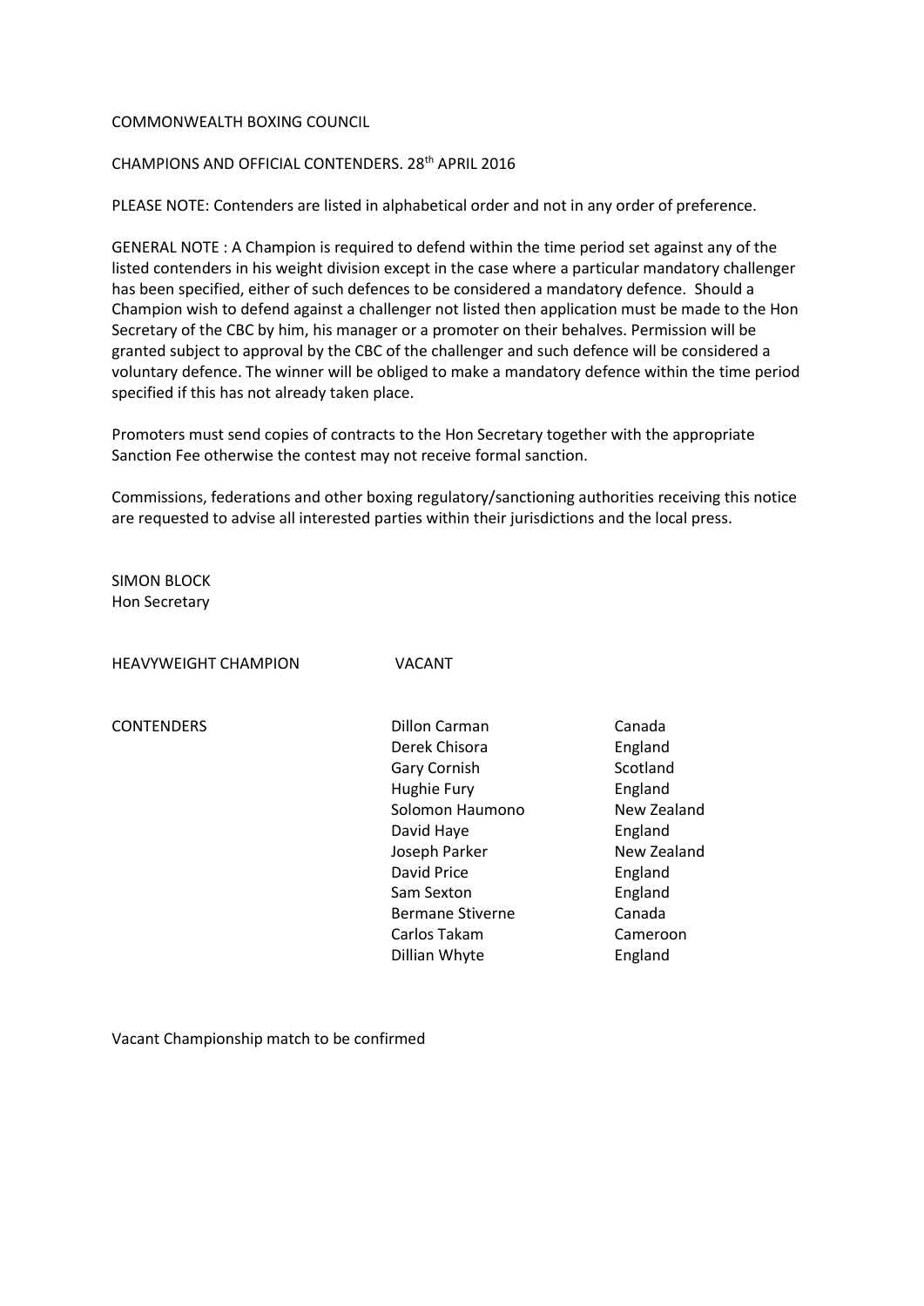COMMONWEALTH BOXING COUNCIL

CHAMPIONS AND OFFICIAL CONTENDERS. 28th APRIL 2016

PLEASE NOTE: Contenders are listed in alphabetical order and not in any order of preference.

GENERAL NOTE : A Champion is required to defend within the time period set against any of the listed contenders in his weight division except in the case where a particular mandatory challenger has been specified, either of such defences to be considered a mandatory defence. Should a Champion wish to defend against a challenger not listed then application must be made to the Hon Secretary of the CBC by him, his manager or a promoter on their behalves. Permission will be granted subject to approval by the CBC of the challenger and such defence will be considered a voluntary defence. The winner will be obliged to make a mandatory defence within the time period specified if this has not already taken place.

Promoters must send copies of contracts to the Hon Secretary together with the appropriate Sanction Fee otherwise the contest may not receive formal sanction.

Commissions, federations and other boxing regulatory/sanctioning authorities receiving this notice are requested to advise all interested parties within their jurisdictions and the local press.

SIMON BLOCK
Hon Secretary

HEAVYWEIGHT CHAMPION VACANT

| CONTENDERS | | |
|---|---|---|
| | Dillon Carman | Canada |
| | Derek Chisora | England |
| | Gary Cornish | Scotland |
| | Hughie Fury | England |
| | Solomon Haumono | New Zealand |
| | David Haye | England |
| | Joseph Parker | New Zealand |
| | David Price | England |
| | Sam Sexton | England |
| | Bermane Stiverne | Canada |
| | Carlos Takam | Cameroon |
| | Dillian Whyte | England |

Vacant Championship match to be confirmed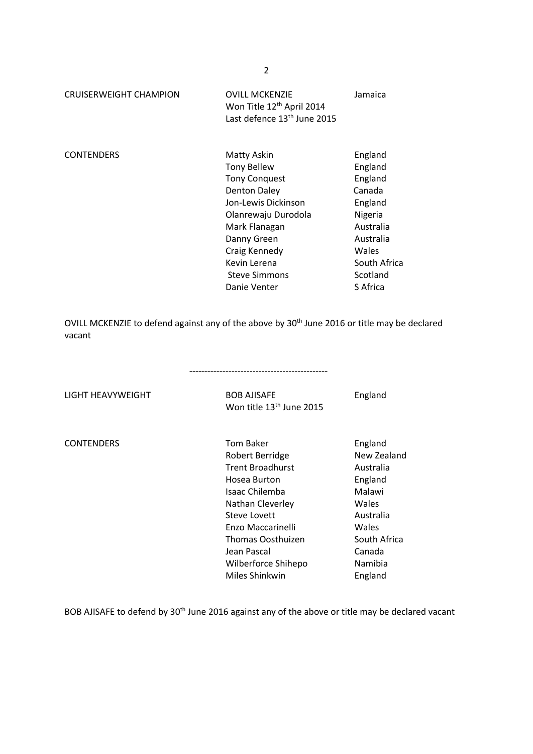| | | |
|---|---|---|
| CRUISERWEIGHT CHAMPION | OVILL MCKENZIE<br>Won Title 12th April 2014<br>Last defence 13th June 2015 | Jamaica |
| | | |
| CONTENDERS | Matty Askin | England |
| | Tony Bellew | England |
| | Tony Conquest | England |
| | Denton Daley | Canada |
| | Jon-Lewis Dickinson | England |
| | Olanrewaju Durodola | Nigeria |
| | Mark Flanagan | Australia |
| | Danny Green | Australia |
| | Craig Kennedy | Wales |
| | Kevin Lerena | South Africa |
| | Steve Simmons | Scotland |
| | Danie Venter | S Africa |

OVILL MCKENZIE to defend against any of the above by 30th June 2016 or title may be declared vacant

---

| | | |
|---|---|---|
| LIGHT HEAVYWEIGHT | BOB AJISAFE<br>Won title 13th June 2015 | England |
| | | |
| CONTENDERS | Tom Baker | England |
| | Robert Berridge | New Zealand |
| | Trent Broadhurst | Australia |
| | Hosea Burton | England |
| | Isaac Chilemba | Malawi |
| | Nathan Cleverley | Wales |
| | Steve Lovett | Australia |
| | Enzo Maccarinelli | Wales |
| | Thomas Oosthuizen | South Africa |
| | Jean Pascal | Canada |
| | Wilberforce Shihepo | Namibia |
| | Miles Shinkwin | England |

BOB AJISAFE to defend by 30th June 2016 against any of the above or title may be declared vacant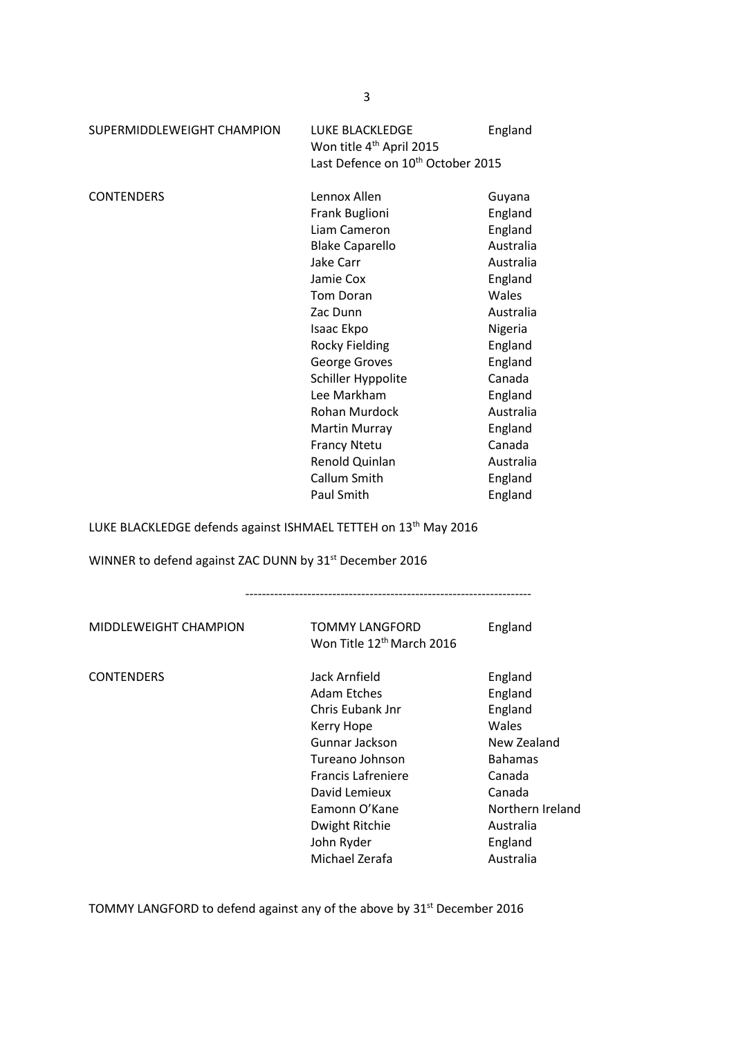| SUPERMIDDLEWEIGHT CHAMPION | LUKE BLACKLEDGE | England |
|---|---|---|
| | Won title 4th April 2015 | |
| | Last Defence on 10th October 2015 | |
| | | |
| CONTENDERS | Lennox Allen | Guyana |
| | Frank Buglioni | England |
| | Liam Cameron | England |
| | Blake Caparello | Australia |
| | Jake Carr | Australia |
| | Jamie Cox | England |
| | Tom Doran | Wales |
| | Zac Dunn | Australia |
| | Isaac Ekpo | Nigeria |
| | Rocky Fielding | England |
| | George Groves | England |
| | Schiller Hyppolite | Canada |
| | Lee Markham | England |
| | Rohan Murdock | Australia |
| | Martin Murray | England |
| | Francy Ntetu | Canada |
| | Renold Quinlan | Australia |
| | Callum Smith | England |
| | Paul Smith | England |

LUKE BLACKLEDGE defends against ISHMAEL TETTEH on 13th May 2016

WINNER to defend against ZAC DUNN by 31st December 2016

---

| MIDDLEWEIGHT CHAMPION | TOMMY LANGFORD | England |
|---|---|---|
| | Won Title 12th March 2016 | |
| | | |
| CONTENDERS | Jack Arnfield | England |
| | Adam Etches | England |
| | Chris Eubank Jnr | England |
| | Kerry Hope | Wales |
| | Gunnar Jackson | New Zealand |
| | Tureano Johnson | Bahamas |
| | Francis Lafreniere | Canada |
| | David Lemieux | Canada |
| | Eamonn O'Kane | Northern Ireland |
| | Dwight Ritchie | Australia |
| | John Ryder | England |
| | Michael Zerafa | Australia |

TOMMY LANGFORD to defend against any of the above by 31st December 2016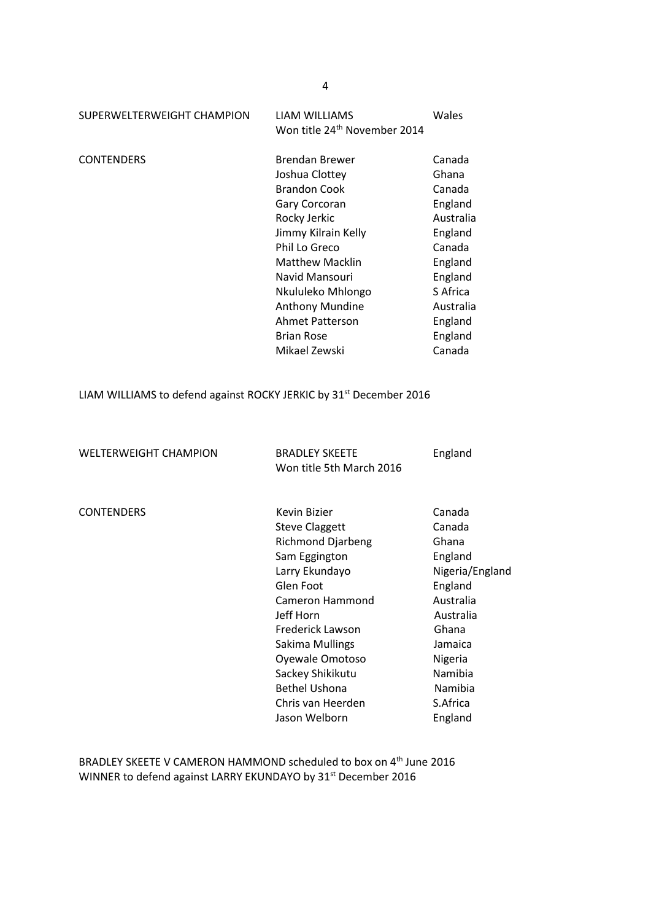| SUPERWELTERWEIGHT CHAMPION | LIAM WILLIAMS<br>Won title 24th November 2014 | Wales |
| --- | --- | --- |
| CONTENDERS | Brendan Brewer | Canada |
| | Joshua Clottey | Ghana |
| | Brandon Cook | Canada |
| | Gary Corcoran | England |
| | Rocky Jerkic | Australia |
| | Jimmy Kilrain Kelly | England |
| | Phil Lo Greco | Canada |
| | Matthew Macklin | England |
| | Navid Mansouri | England |
| | Nkululeko Mhlongo | S Africa |
| | Anthony Mundine | Australia |
| | Ahmet Patterson | England |
| | Brian Rose | England |
| | Mikael Zewski | Canada |

LIAM WILLIAMS to defend against ROCKY JERKIC by 31st December 2016

| WELTERWEIGHT CHAMPION | BRADLEY SKEETE<br>Won title 5th March 2016 | England |
| --- | --- | --- |
| CONTENDERS | Kevin Bizier | Canada |
| | Steve Claggett | Canada |
| | Richmond Djarbeng | Ghana |
| | Sam Eggington | England |
| | Larry Ekundayo | Nigeria/England |
| | Glen Foot | England |
| | Cameron Hammond | Australia |
| | Jeff Horn | Australia |
| | Frederick Lawson | Ghana |
| | Sakima Mullings | Jamaica |
| | Oyewale Omotoso | Nigeria |
| | Sackey Shikikutu | Namibia |
| | Bethel Ushona | Namibia |
| | Chris van Heerden | S.Africa |
| | Jason Welborn | England |

BRADLEY SKEETE V CAMERON HAMMOND scheduled to box on 4th June 2016
WINNER to defend against LARRY EKUNDAYO by 31st December 2016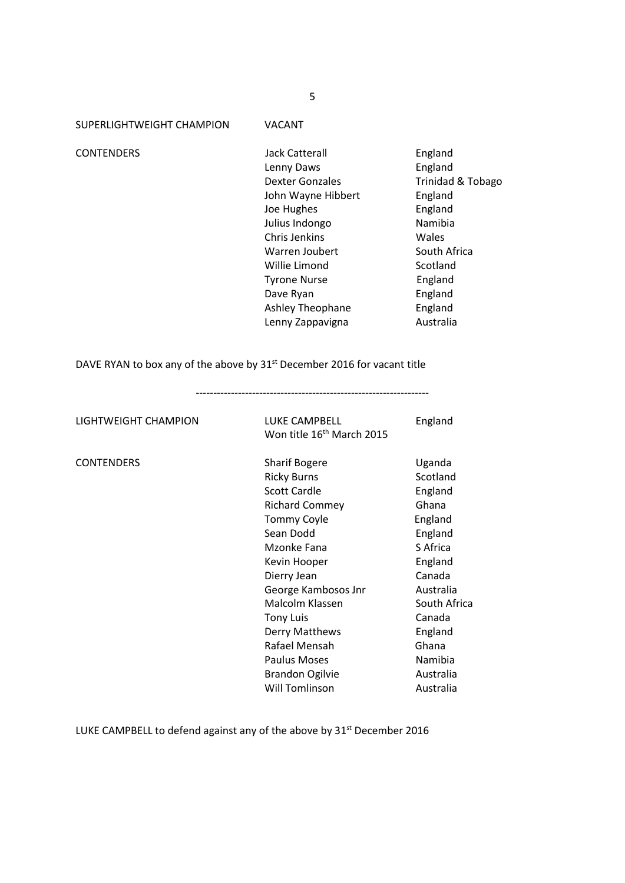SUPERLIGHTWEIGHT CHAMPION VACANT

| CONTENDERS | | |
|---|---|---|
| | Jack Catterall | England |
| | Lenny Daws | England |
| | Dexter Gonzales | Trinidad & Tobago |
| | John Wayne Hibbert | England |
| | Joe Hughes | England |
| | Julius Indongo | Namibia |
| | Chris Jenkins | Wales |
| | Warren Joubert | South Africa |
| | Willie Limond | Scotland |
| | Tyrone Nurse | England |
| | Dave Ryan | England |
| | Ashley Theophane | England |
| | Lenny Zappavigna | Australia |

DAVE RYAN to box any of the above by 31st December 2016 for vacant title

------------------------------------------------------------------

LIGHTWEIGHT CHAMPION LUKE CAMPBELL England
Won title 16th March 2015

| CONTENDERS | | |
|---|---|---|
| | Sharif Bogere | Uganda |
| | Ricky Burns | Scotland |
| | Scott Cardle | England |
| | Richard Commey | Ghana |
| | Tommy Coyle | England |
| | Sean Dodd | England |
| | Mzonke Fana | S Africa |
| | Kevin Hooper | England |
| | Dierry Jean | Canada |
| | George Kambosos Jnr | Australia |
| | Malcolm Klassen | South Africa |
| | Tony Luis | Canada |
| | Derry Matthews | England |
| | Rafael Mensah | Ghana |
| | Paulus Moses | Namibia |
| | Brandon Ogilvie | Australia |
| | Will Tomlinson | Australia |

LUKE CAMPBELL to defend against any of the above by 31st December 2016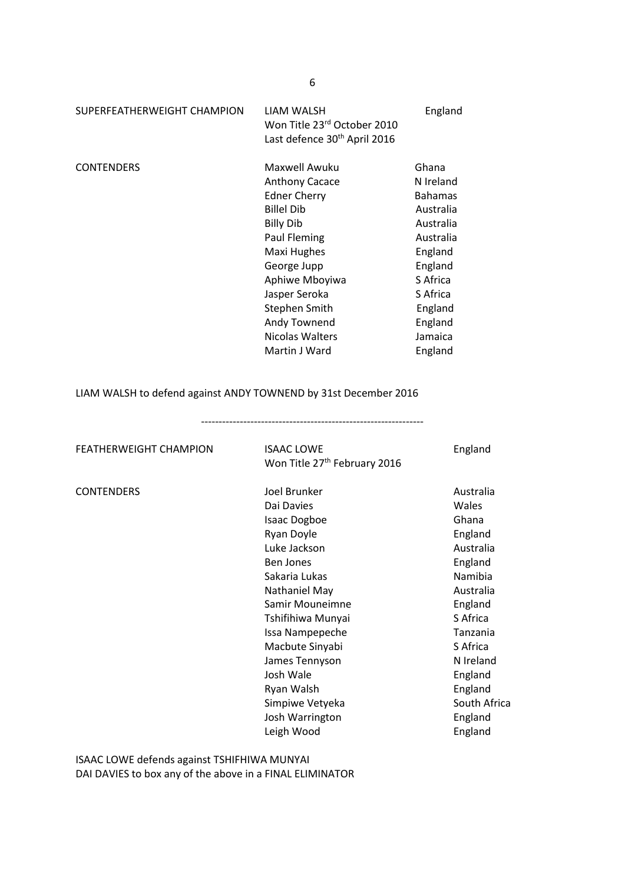| | | |
|---|---|---|
| SUPERFEATHERWEIGHT CHAMPION | LIAM WALSH<br>Won Title 23rd October 2010<br>Last defence 30th April 2016 | England |
| CONTENDERS | Maxwell Awuku | Ghana |
| | Anthony Cacace | N Ireland |
| | Edner Cherry | Bahamas |
| | Billel Dib | Australia |
| | Billy Dib | Australia |
| | Paul Fleming | Australia |
| | Maxi Hughes | England |
| | George Jupp | England |
| | Aphiwe Mboyiwa | S Africa |
| | Jasper Seroka | S Africa |
| | Stephen Smith | England |
| | Andy Townend | England |
| | Nicolas Walters | Jamaica |
| | Martin J Ward | England |

LIAM WALSH to defend against ANDY TOWNEND by 31st December 2016

---

| | | |
|---|---|---|
| FEATHERWEIGHT CHAMPION | ISAAC LOWE<br>Won Title 27th February 2016 | England |
| CONTENDERS | Joel Brunker | Australia |
| | Dai Davies | Wales |
| | Isaac Dogboe | Ghana |
| | Ryan Doyle | England |
| | Luke Jackson | Australia |
| | Ben Jones | England |
| | Sakaria Lukas | Namibia |
| | Nathaniel May | Australia |
| | Samir Mouneimne | England |
| | Tshifihiwa Munyai | S Africa |
| | Issa Nampepeche | Tanzania |
| | Macbute Sinyabi | S Africa |
| | James Tennyson | N Ireland |
| | Josh Wale | England |
| | Ryan Walsh | England |
| | Simpiwe Vetyeka | South Africa |
| | Josh Warrington | England |
| | Leigh Wood | England |

ISAAC LOWE defends against TSHIFHIWA MUNYAI
DAI DAVIES to box any of the above in a FINAL ELIMINATOR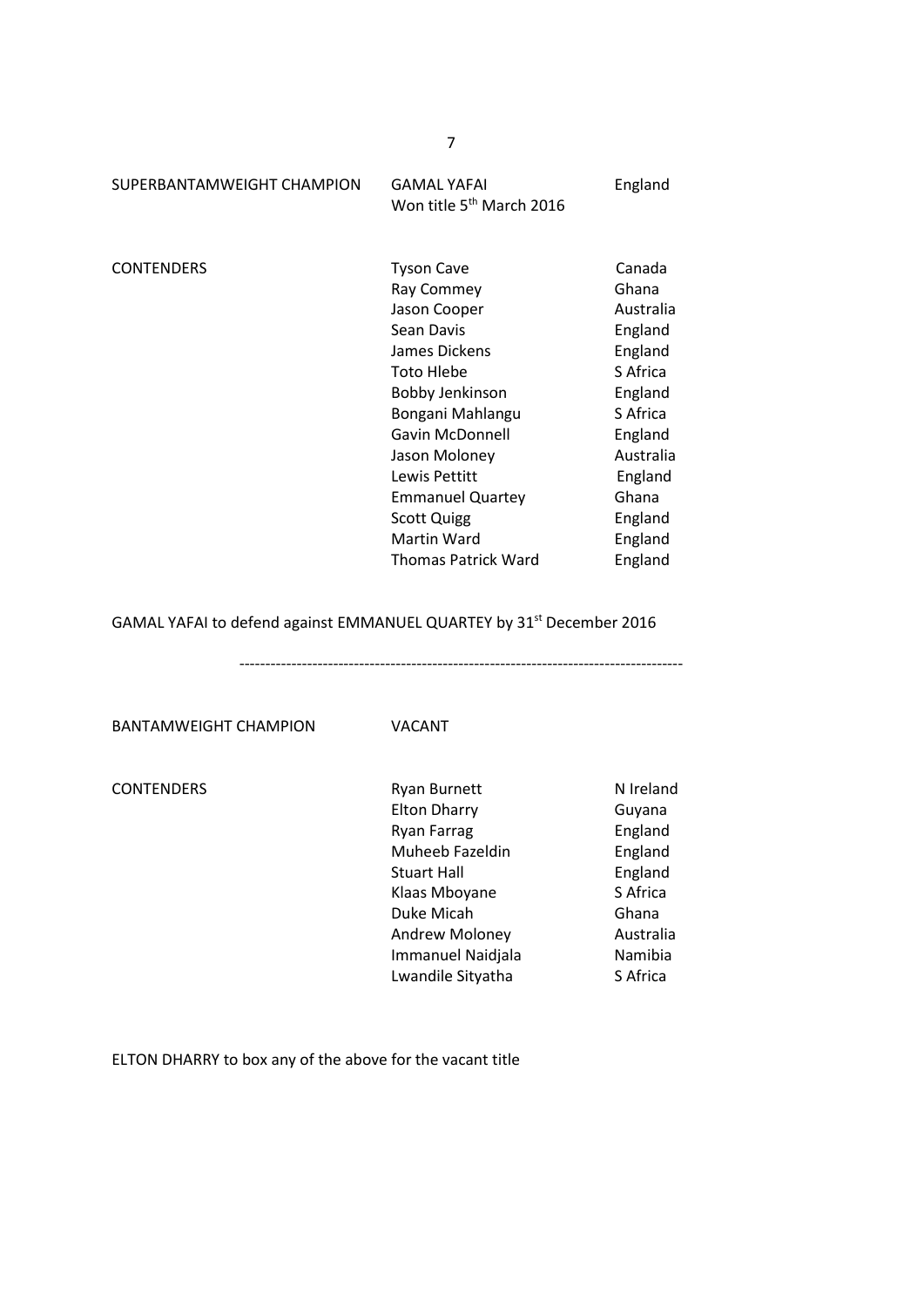| SUPERBANTAMWEIGHT CHAMPION | GAMAL YAFAI<br>Won title 5th March 2016 | England |
| --- | --- | --- |
| CONTENDERS | Tyson Cave | Canada |
| | Ray Commey | Ghana |
| | Jason Cooper | Australia |
| | Sean Davis | England |
| | James Dickens | England |
| | Toto Hlebe | S Africa |
| | Bobby Jenkinson | England |
| | Bongani Mahlangu | S Africa |
| | Gavin McDonnell | England |
| | Jason Moloney | Australia |
| | Lewis Pettitt | England |
| | Emmanuel Quartey | Ghana |
| | Scott Quigg | England |
| | Martin Ward | England |
| | Thomas Patrick Ward | England |

GAMAL YAFAI to defend against EMMANUEL QUARTEY by 31st December 2016

---

| BANTAMWEIGHT CHAMPION | VACANT | |
| --- | --- | --- |
| CONTENDERS | Ryan Burnett | N Ireland |
| | Elton Dharry | Guyana |
| | Ryan Farrag | England |
| | Muheeb Fazeldin | England |
| | Stuart Hall | England |
| | Klaas Mboyane | S Africa |
| | Duke Micah | Ghana |
| | Andrew Moloney | Australia |
| | Immanuel Naidjala | Namibia |
| | Lwandile Sityatha | S Africa |

ELTON DHARRY to box any of the above for the vacant title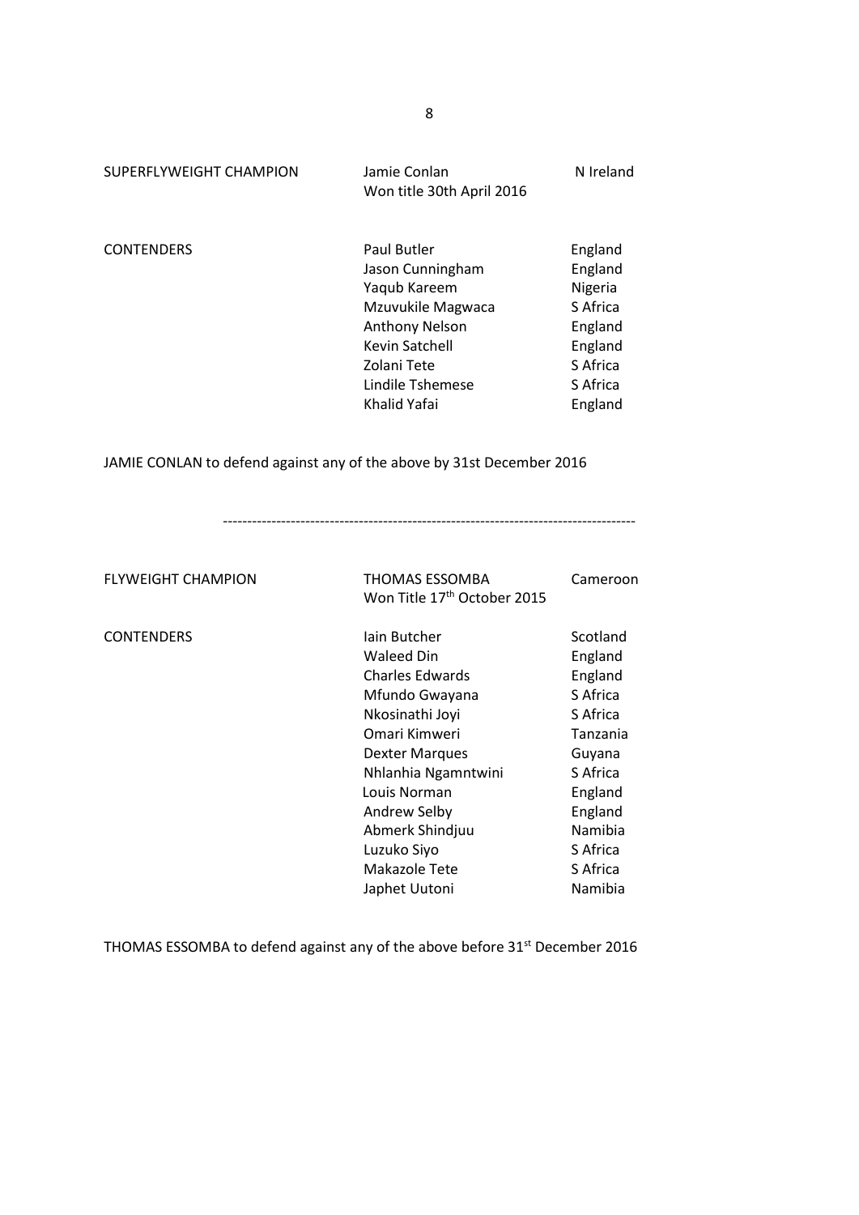| SUPERFLYWEIGHT CHAMPION | Jamie Conlan<br>Won title 30th April 2016 | N Ireland |
|---|---|---|
| CONTENDERS | Paul Butler | England |
| | Jason Cunningham | England |
| | Yaqub Kareem | Nigeria |
| | Mzuvukile Magwaca | S Africa |
| | Anthony Nelson | England |
| | Kevin Satchell | England |
| | Zolani Tete | S Africa |
| | Lindile Tshemese | S Africa |
| | Khalid Yafai | England |

JAMIE CONLAN to defend against any of the above by 31st December 2016

---

| FLYWEIGHT CHAMPION | THOMAS ESSOMBA<br>Won Title 17th October 2015 | Cameroon |
|---|---|---|
| CONTENDERS | Iain Butcher | Scotland |
| | Waleed Din | England |
| | Charles Edwards | England |
| | Mfundo Gwayana | S Africa |
| | Nkosinathi Joyi | S Africa |
| | Omari Kimweri | Tanzania |
| | Dexter Marques | Guyana |
| | Nhlanhia Ngamntwini | S Africa |
| | Louis Norman | England |
| | Andrew Selby | England |
| | Abmerk Shindjuu | Namibia |
| | Luzuko Siyo | S Africa |
| | Makazole Tete | S Africa |
| | Japhet Uutoni | Namibia |

THOMAS ESSOMBA to defend against any of the above before 31st December 2016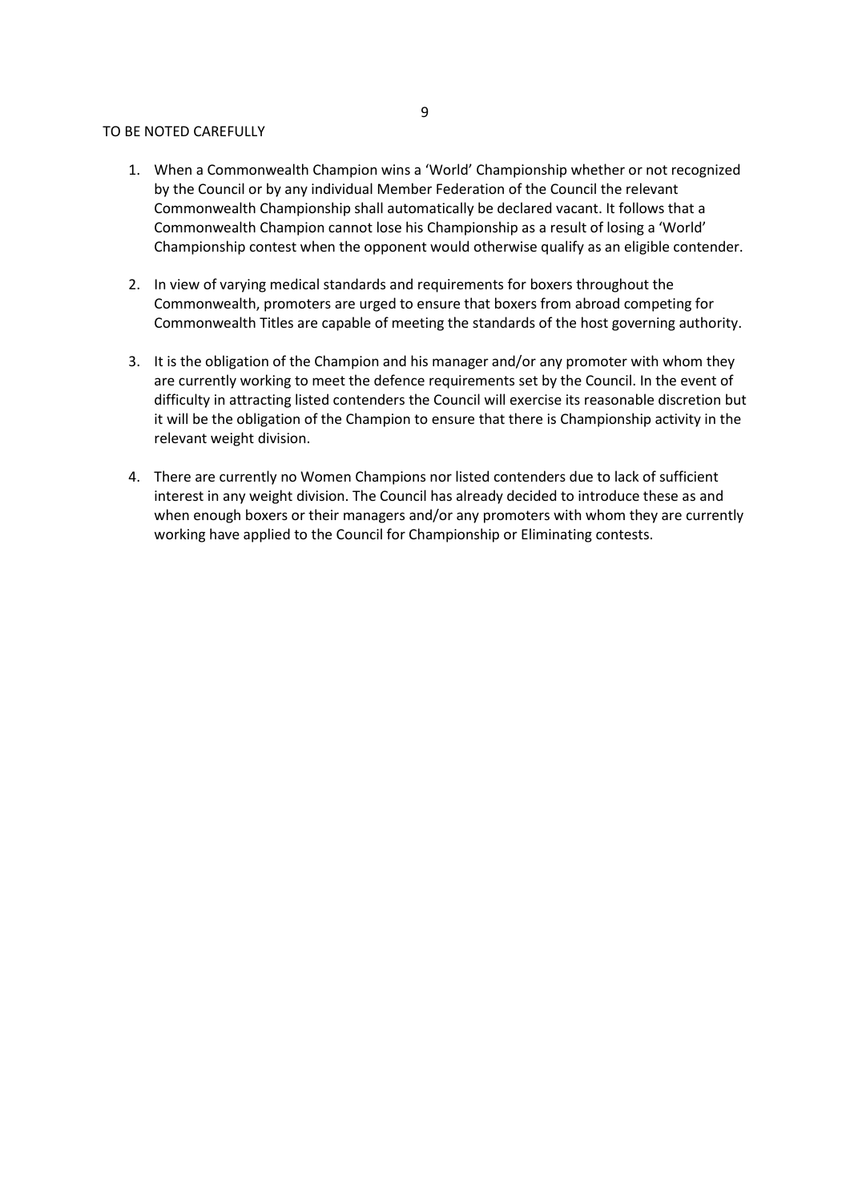TO BE NOTED CAREFULLY

1. When a Commonwealth Champion wins a 'World' Championship whether or not recognized by the Council or by any individual Member Federation of the Council the relevant Commonwealth Championship shall automatically be declared vacant. It follows that a Commonwealth Champion cannot lose his Championship as a result of losing a 'World' Championship contest when the opponent would otherwise qualify as an eligible contender.

2. In view of varying medical standards and requirements for boxers throughout the Commonwealth, promoters are urged to ensure that boxers from abroad competing for Commonwealth Titles are capable of meeting the standards of the host governing authority.

3. It is the obligation of the Champion and his manager and/or any promoter with whom they are currently working to meet the defence requirements set by the Council. In the event of difficulty in attracting listed contenders the Council will exercise its reasonable discretion but it will be the obligation of the Champion to ensure that there is Championship activity in the relevant weight division.

4. There are currently no Women Champions nor listed contenders due to lack of sufficient interest in any weight division. The Council has already decided to introduce these as and when enough boxers or their managers and/or any promoters with whom they are currently working have applied to the Council for Championship or Eliminating contests.